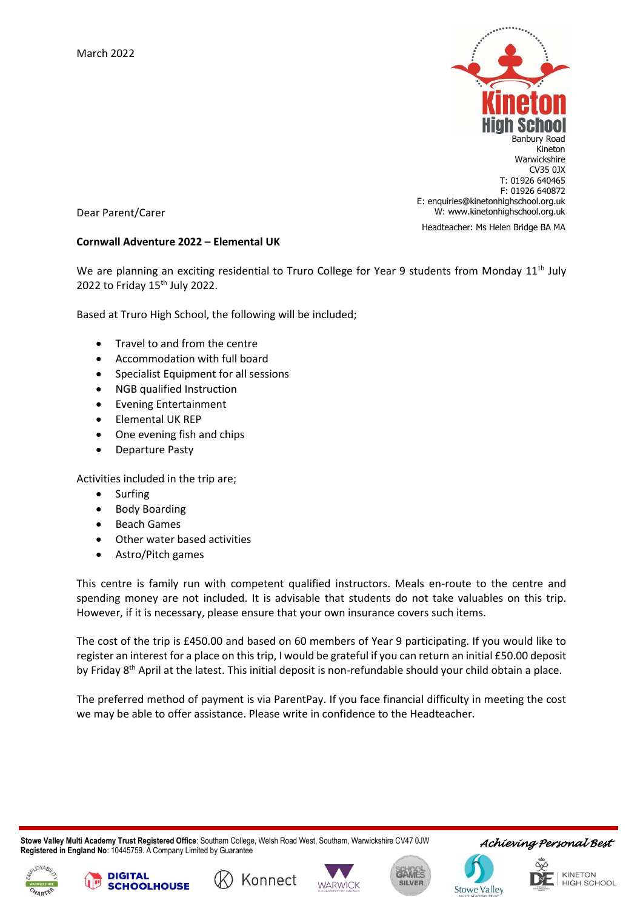March 2022

Kineton High School
Banbury Road
Kineton
Warwickshire
CV35 0JX
T: 01926 640465
F: 01926 640872
E: enquiries@kinetonhighschool.org.uk
W: www.kinetonhighschool.org.uk

Headteacher: Ms Helen Bridge BA MA

Dear Parent/Carer

**Cornwall Adventure 2022 – Elemental UK**

We are planning an exciting residential to Truro College for Year 9 students from Monday 11th July 2022 to Friday 15th July 2022.

Based at Truro High School, the following will be included;

- Travel to and from the centre
- Accommodation with full board
- Specialist Equipment for all sessions
- NGB qualified Instruction
- Evening Entertainment
- Elemental UK REP
- One evening fish and chips
- Departure Pasty

Activities included in the trip are;

- Surfing
- Body Boarding
- Beach Games
- Other water based activities
- Astro/Pitch games

This centre is family run with competent qualified instructors. Meals en-route to the centre and spending money are not included. It is advisable that students do not take valuables on this trip. However, if it is necessary, please ensure that your own insurance covers such items.

The cost of the trip is £450.00 and based on 60 members of Year 9 participating. If you would like to register an interest for a place on this trip, I would be grateful if you can return an initial £50.00 deposit by Friday 8th April at the latest. This initial deposit is non-refundable should your child obtain a place.

The preferred method of payment is via ParentPay. If you face financial difficulty in meeting the cost we may be able to offer assistance. Please write in confidence to the Headteacher.

**Stowe Valley Multi Academy Trust Registered Office**: Southam College, Welsh Road West, Southam, Warwickshire CV47 0JW
**Registered in England No**: 10445759. A Company Limited by Guarantee

*Achieving Personal Best*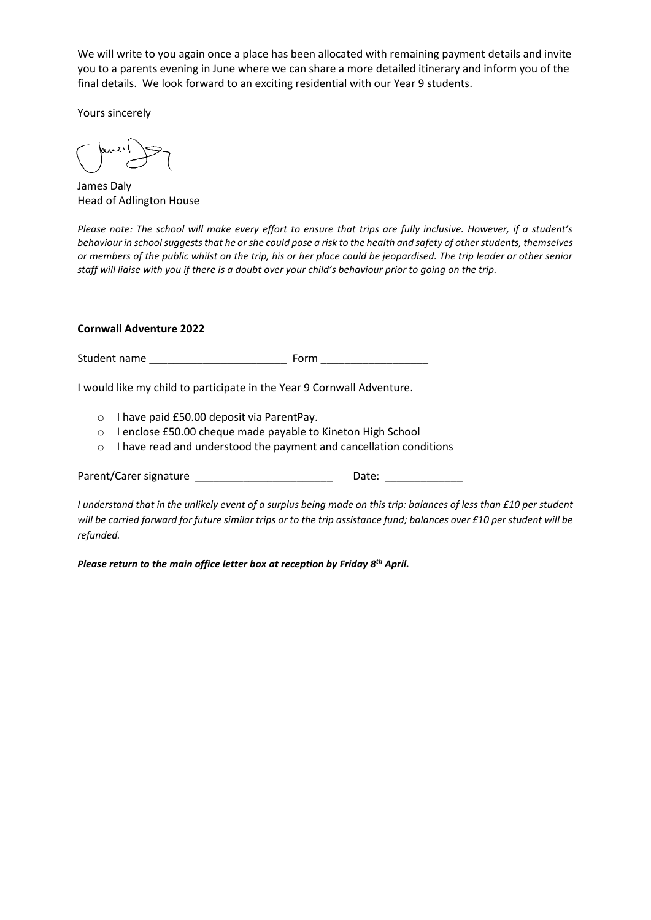We will write to you again once a place has been allocated with remaining payment details and invite you to a parents evening in June where we can share a more detailed itinerary and inform you of the final details. We look forward to an exciting residential with our Year 9 students.

Yours sincerely

James Daly
Head of Adlington House

*Please note: The school will make every effort to ensure that trips are fully inclusive. However, if a student's behaviour in school suggests that he or she could pose a risk to the health and safety of other students, themselves or members of the public whilst on the trip, his or her place could be jeopardised. The trip leader or other senior staff will liaise with you if there is a doubt over your child's behaviour prior to going on the trip.*

---

**Cornwall Adventure 2022**

Student name _______________________ Form _________________

I would like my child to participate in the Year 9 Cornwall Adventure.

- I have paid £50.00 deposit via ParentPay.
- I enclose £50.00 cheque made payable to Kineton High School
- I have read and understood the payment and cancellation conditions

Parent/Carer signature _______________________ Date: _____________

*I understand that in the unlikely event of a surplus being made on this trip: balances of less than £10 per student will be carried forward for future similar trips or to the trip assistance fund; balances over £10 per student will be refunded.*

***Please return to the main office letter box at reception by Friday 8th April.***